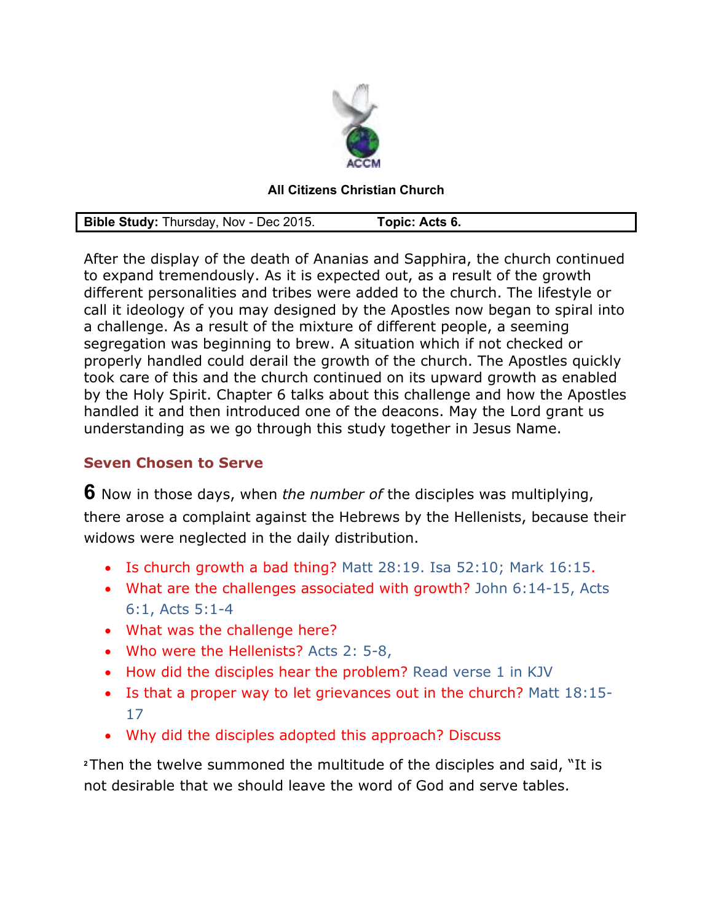ACCM

**All Citizens Christian Church**

| **Bible Study:** Thursday, Nov - Dec 2015. | **Topic: Acts 6.** |
|---|---|

After the display of the death of Ananias and Sapphira, the church continued to expand tremendously. As it is expected out, as a result of the growth different personalities and tribes were added to the church. The lifestyle or call it ideology of you may designed by the Apostles now began to spiral into a challenge. As a result of the mixture of different people, a seeming segregation was beginning to brew. A situation which if not checked or properly handled could derail the growth of the church. The Apostles quickly took care of this and the church continued on its upward growth as enabled by the Holy Spirit. Chapter 6 talks about this challenge and how the Apostles handled it and then introduced one of the deacons. May the Lord grant us understanding as we go through this study together in Jesus Name.

## Seven Chosen to Serve

**6** Now in those days, when *the number of* the disciples was multiplying, there arose a complaint against the Hebrews by the Hellenists, because their widows were neglected in the daily distribution.

- Is church growth a bad thing? Matt 28:19. Isa 52:10; Mark 16:15.
- What are the challenges associated with growth? John 6:14-15, Acts 6:1, Acts 5:1-4
- What was the challenge here?
- Who were the Hellenists? Acts 2: 5-8,
- How did the disciples hear the problem? Read verse 1 in KJV
- Is that a proper way to let grievances out in the church? Matt 18:15-17
- Why did the disciples adopted this approach? Discuss

[2]Then the twelve summoned the multitude of the disciples and said, "It is not desirable that we should leave the word of God and serve tables.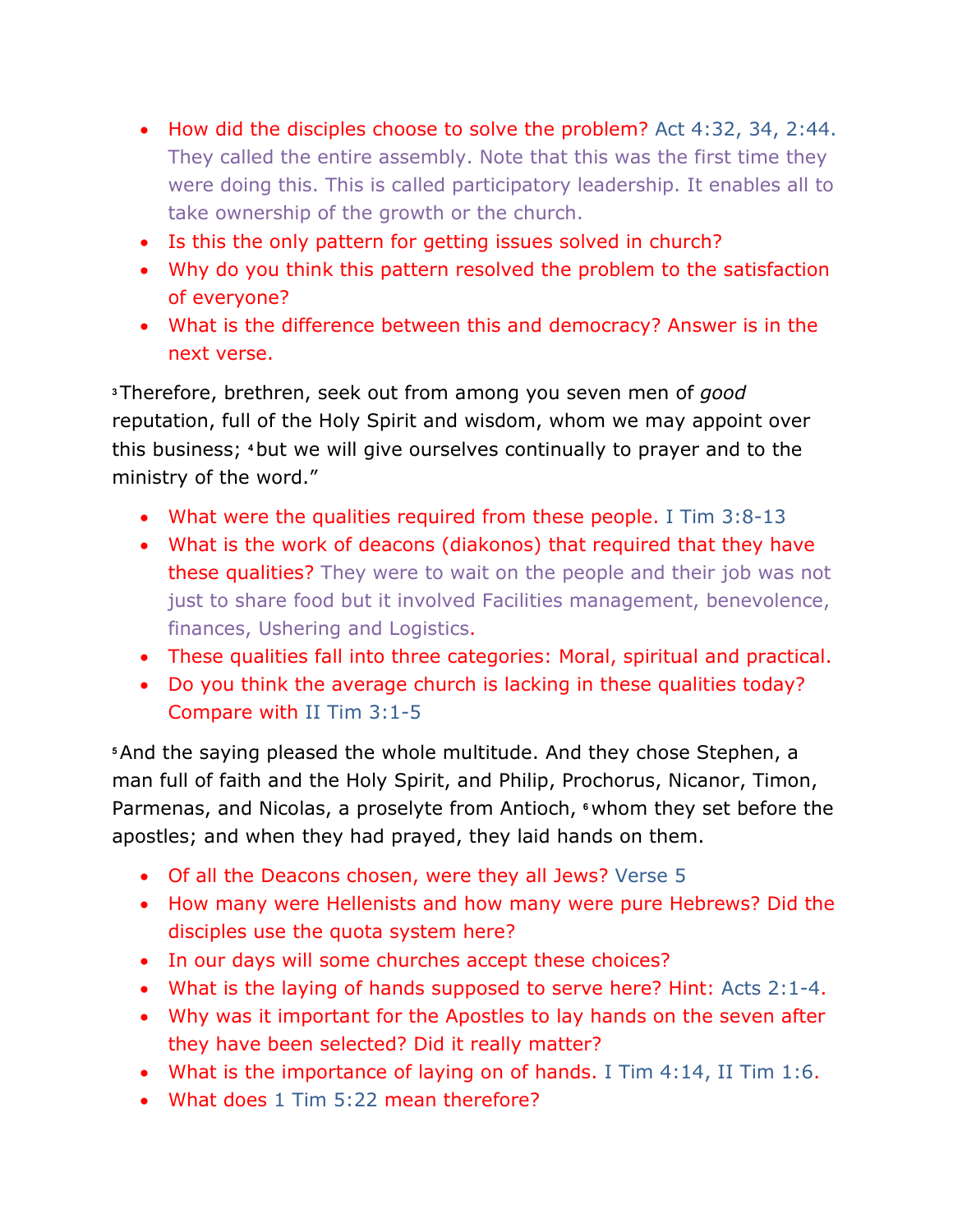- How did the disciples choose to solve the problem? Act 4:32, 34, 2:44. They called the entire assembly. Note that this was the first time they were doing this. This is called participatory leadership. It enables all to take ownership of the growth or the church.
- Is this the only pattern for getting issues solved in church?
- Why do you think this pattern resolved the problem to the satisfaction of everyone?
- What is the difference between this and democracy? Answer is in the next verse.

[3]Therefore, brethren, seek out from among you seven men of *good* reputation, full of the Holy Spirit and wisdom, whom we may appoint over this business; [4]but we will give ourselves continually to prayer and to the ministry of the word."

- What were the qualities required from these people. I Tim 3:8-13
- What is the work of deacons (diakonos) that required that they have these qualities? They were to wait on the people and their job was not just to share food but it involved Facilities management, benevolence, finances, Ushering and Logistics.
- These qualities fall into three categories: Moral, spiritual and practical.
- Do you think the average church is lacking in these qualities today? Compare with II Tim 3:1-5

[5]And the saying pleased the whole multitude. And they chose Stephen, a man full of faith and the Holy Spirit, and Philip, Prochorus, Nicanor, Timon, Parmenas, and Nicolas, a proselyte from Antioch, [6]whom they set before the apostles; and when they had prayed, they laid hands on them.

- Of all the Deacons chosen, were they all Jews? Verse 5
- How many were Hellenists and how many were pure Hebrews? Did the disciples use the quota system here?
- In our days will some churches accept these choices?
- What is the laying of hands supposed to serve here? Hint: Acts 2:1-4.
- Why was it important for the Apostles to lay hands on the seven after they have been selected? Did it really matter?
- What is the importance of laying on of hands. I Tim 4:14, II Tim 1:6.
- What does 1 Tim 5:22 mean therefore?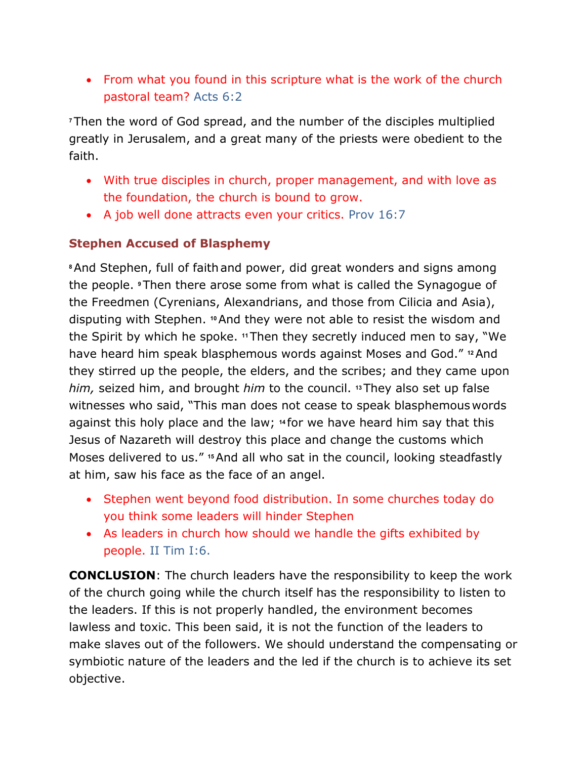- From what you found in this scripture what is the work of the church pastoral team? Acts 6:2

[7] Then the word of God spread, and the number of the disciples multiplied greatly in Jerusalem, and a great many of the priests were obedient to the faith.

- With true disciples in church, proper management, and with love as the foundation, the church is bound to grow.
- A job well done attracts even your critics. Prov 16:7

### Stephen Accused of Blasphemy

[8] And Stephen, full of faith and power, did great wonders and signs among the people. [9] Then there arose some from what is called the Synagogue of the Freedmen (Cyrenians, Alexandrians, and those from Cilicia and Asia), disputing with Stephen. [10] And they were not able to resist the wisdom and the Spirit by which he spoke. [11] Then they secretly induced men to say, "We have heard him speak blasphemous words against Moses and God." [12] And they stirred up the people, the elders, and the scribes; and they came upon *him,* seized him, and brought *him* to the council. [13] They also set up false witnesses who said, "This man does not cease to speak blasphemous words against this holy place and the law; [14] for we have heard him say that this Jesus of Nazareth will destroy this place and change the customs which Moses delivered to us." [15] And all who sat in the council, looking steadfastly at him, saw his face as the face of an angel.

- Stephen went beyond food distribution. In some churches today do you think some leaders will hinder Stephen
- As leaders in church how should we handle the gifts exhibited by people. II Tim I:6.

**CONCLUSION**: The church leaders have the responsibility to keep the work of the church going while the church itself has the responsibility to listen to the leaders. If this is not properly handled, the environment becomes lawless and toxic. This been said, it is not the function of the leaders to make slaves out of the followers. We should understand the compensating or symbiotic nature of the leaders and the led if the church is to achieve its set objective.